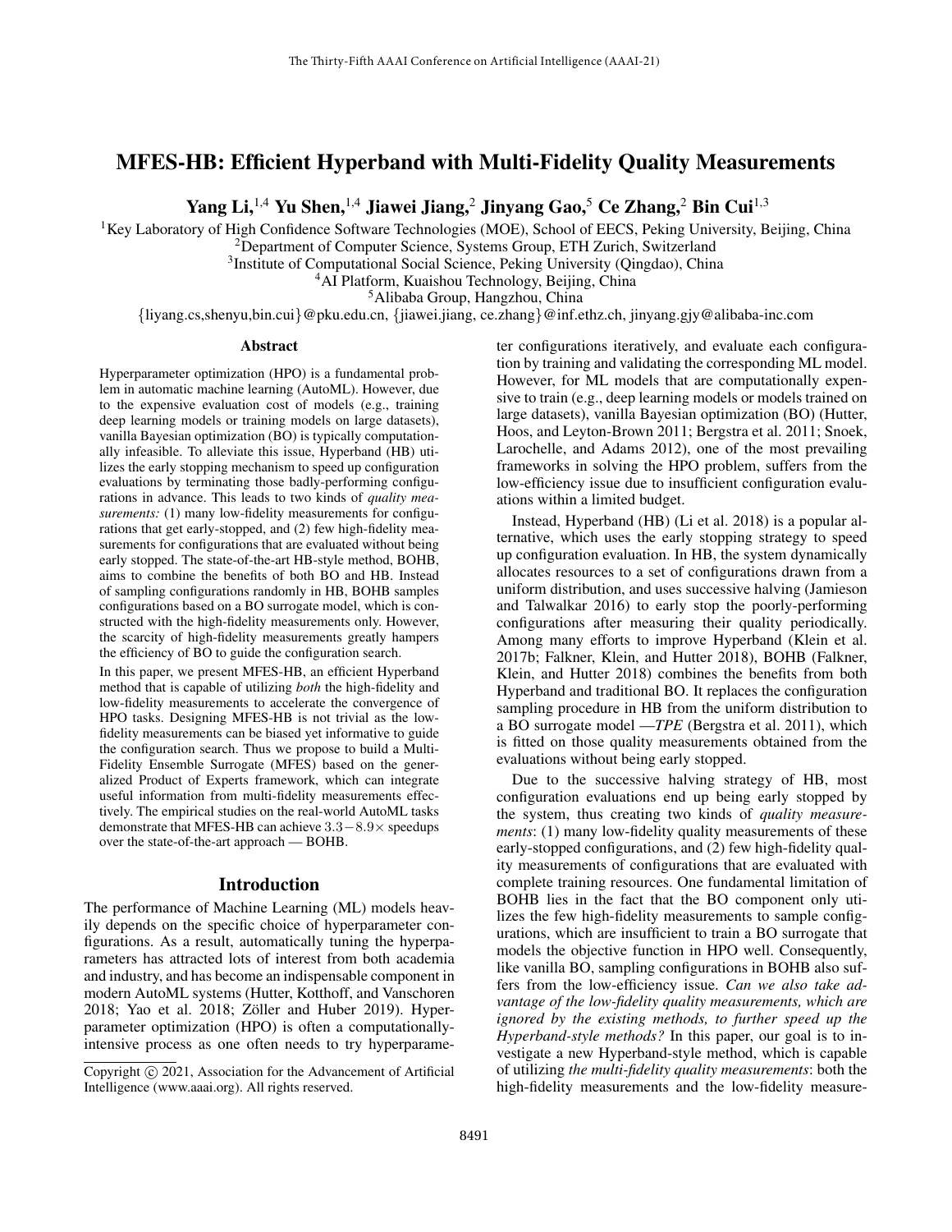# MFES-HB: Efficient Hyperband with Multi-Fidelity Quality Measurements

**Yang Li,[1,4] Yu Shen,[1,4] Jiawei Jiang,[2] Jinyang Gao,[5] Ce Zhang,[2] Bin Cui[1,3]**

[1]Key Laboratory of High Confidence Software Technologies (MOE), School of EECS, Peking University, Beijing, China
[2]Department of Computer Science, Systems Group, ETH Zurich, Switzerland
[3]Institute of Computational Social Science, Peking University (Qingdao), China
[4]AI Platform, Kuaishou Technology, Beijing, China
[5]Alibaba Group, Hangzhou, China
{liyang.cs,shenyu,bin.cui}@pku.edu.cn, {jiawei.jiang, ce.zhang}@inf.ethz.ch, jinyang.gjy@alibaba-inc.com

## Abstract

Hyperparameter optimization (HPO) is a fundamental problem in automatic machine learning (AutoML). However, due to the expensive evaluation cost of models (e.g., training deep learning models or training models on large datasets), vanilla Bayesian optimization (BO) is typically computationally infeasible. To alleviate this issue, Hyperband (HB) utilizes the early stopping mechanism to speed up configuration evaluations by terminating those badly-performing configurations in advance. This leads to two kinds of *quality measurements:* (1) many low-fidelity measurements for configurations that get early-stopped, and (2) few high-fidelity measurements for configurations that are evaluated without being early stopped. The state-of-the-art HB-style method, BOHB, aims to combine the benefits of both BO and HB. Instead of sampling configurations randomly in HB, BOHB samples configurations based on a BO surrogate model, which is constructed with the high-fidelity measurements only. However, the scarcity of high-fidelity measurements greatly hampers the efficiency of BO to guide the configuration search.

In this paper, we present MFES-HB, an efficient Hyperband method that is capable of utilizing *both* the high-fidelity and low-fidelity measurements to accelerate the convergence of HPO tasks. Designing MFES-HB is not trivial as the low-fidelity measurements can be biased yet informative to guide the configuration search. Thus we propose to build a Multi-Fidelity Ensemble Surrogate (MFES) based on the generalized Product of Experts framework, which can integrate useful information from multi-fidelity measurements effectively. The empirical studies on the real-world AutoML tasks demonstrate that MFES-HB can achieve $3.3-8.9\times$ speedups over the state-of-the-art approach — BOHB.

## Introduction

The performance of Machine Learning (ML) models heavily depends on the specific choice of hyperparameter configurations. As a result, automatically tuning the hyperparameters has attracted lots of interest from both academia and industry, and has become an indispensable component in modern AutoML systems (Hutter, Kotthoff, and Vanschoren 2018; Yao et al. 2018; Zöller and Huber 2019). Hyperparameter optimization (HPO) is often a computationally-intensive process as one often needs to try hyperparameter configurations iteratively, and evaluate each configuration by training and validating the corresponding ML model. However, for ML models that are computationally expensive to train (e.g., deep learning models or models trained on large datasets), vanilla Bayesian optimization (BO) (Hutter, Hoos, and Leyton-Brown 2011; Bergstra et al. 2011; Snoek, Larochelle, and Adams 2012), one of the most prevailing frameworks in solving the HPO problem, suffers from the low-efficiency issue due to insufficient configuration evaluations within a limited budget.

Instead, Hyperband (HB) (Li et al. 2018) is a popular alternative, which uses the early stopping strategy to speed up configuration evaluation. In HB, the system dynamically allocates resources to a set of configurations drawn from a uniform distribution, and uses successive halving (Jamieson and Talwalkar 2016) to early stop the poorly-performing configurations after measuring their quality periodically. Among many efforts to improve Hyperband (Klein et al. 2017b; Falkner, Klein, and Hutter 2018), BOHB (Falkner, Klein, and Hutter 2018) combines the benefits from both Hyperband and traditional BO. It replaces the configuration sampling procedure in HB from the uniform distribution to a BO surrogate model —*TPE* (Bergstra et al. 2011), which is fitted on those quality measurements obtained from the evaluations without being early stopped.

Due to the successive halving strategy of HB, most configuration evaluations end up being early stopped by the system, thus creating two kinds of *quality measurements*: (1) many low-fidelity quality measurements of these early-stopped configurations, and (2) few high-fidelity quality measurements of configurations that are evaluated with complete training resources. One fundamental limitation of BOHB lies in the fact that the BO component only utilizes the few high-fidelity measurements to sample configurations, which are insufficient to train a BO surrogate that models the objective function in HPO well. Consequently, like vanilla BO, sampling configurations in BOHB also suffers from the low-efficiency issue. *Can we also take advantage of the low-fidelity quality measurements, which are ignored by the existing methods, to further speed up the Hyperband-style methods?* In this paper, our goal is to investigate a new Hyperband-style method, which is capable of utilizing *the multi-fidelity quality measurements*: both the high-fidelity measurements and the low-fidelity measure-

Copyright © 2021, Association for the Advancement of Artificial Intelligence (www.aaai.org). All rights reserved.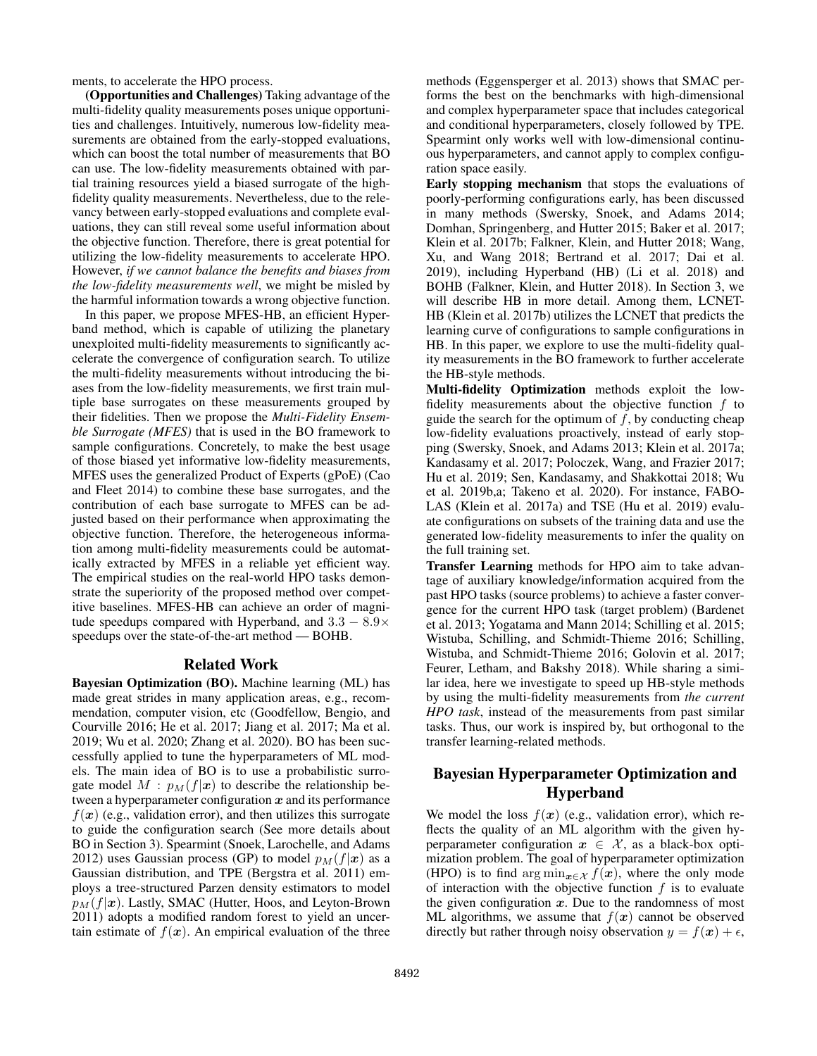ments, to accelerate the HPO process.

**(Opportunities and Challenges)** Taking advantage of the multi-fidelity quality measurements poses unique opportunities and challenges. Intuitively, numerous low-fidelity measurements are obtained from the early-stopped evaluations, which can boost the total number of measurements that BO can use. The low-fidelity measurements obtained with partial training resources yield a biased surrogate of the high-fidelity quality measurements. Nevertheless, due to the relevancy between early-stopped evaluations and complete evaluations, they can still reveal some useful information about the objective function. Therefore, there is great potential for utilizing the low-fidelity measurements to accelerate HPO. However, *if we cannot balance the benefits and biases from the low-fidelity measurements well*, we might be misled by the harmful information towards a wrong objective function.

In this paper, we propose MFES-HB, an efficient Hyperband method, which is capable of utilizing the planetary unexploited multi-fidelity measurements to significantly accelerate the convergence of configuration search. To utilize the multi-fidelity measurements without introducing the biases from the low-fidelity measurements, we first train multiple base surrogates on these measurements grouped by their fidelities. Then we propose the *Multi-Fidelity Ensemble Surrogate (MFES)* that is used in the BO framework to sample configurations. Concretely, to make the best usage of those biased yet informative low-fidelity measurements, MFES uses the generalized Product of Experts (gPoE) (Cao and Fleet 2014) to combine these base surrogates, and the contribution of each base surrogate to MFES can be adjusted based on their performance when approximating the objective function. Therefore, the heterogeneous information among multi-fidelity measurements could be automatically extracted by MFES in a reliable yet efficient way. The empirical studies on the real-world HPO tasks demonstrate the superiority of the proposed method over competitive baselines. MFES-HB can achieve an order of magnitude speedups compared with Hyperband, and $3.3 - 8.9\times$ speedups over the state-of-the-art method — BOHB.

## Related Work

**Bayesian Optimization (BO).** Machine learning (ML) has made great strides in many application areas, e.g., recommendation, computer vision, etc (Goodfellow, Bengio, and Courville 2016; He et al. 2017; Jiang et al. 2017; Ma et al. 2019; Wu et al. 2020; Zhang et al. 2020). BO has been successfully applied to tune the hyperparameters of ML models. The main idea of BO is to use a probabilistic surrogate model $M : p_M(f|\boldsymbol{x})$ to describe the relationship between a hyperparameter configuration $\boldsymbol{x}$ and its performance $f(\boldsymbol{x})$ (e.g., validation error), and then utilizes this surrogate to guide the configuration search (See more details about BO in Section 3). Spearmint (Snoek, Larochelle, and Adams 2012) uses Gaussian process (GP) to model $p_M(f|\boldsymbol{x})$ as a Gaussian distribution, and TPE (Bergstra et al. 2011) employs a tree-structured Parzen density estimators to model $p_M(f|\boldsymbol{x})$. Lastly, SMAC (Hutter, Hoos, and Leyton-Brown 2011) adopts a modified random forest to yield an uncertain estimate of $f(\boldsymbol{x})$. An empirical evaluation of the three methods (Eggensperger et al. 2013) shows that SMAC performs the best on the benchmarks with high-dimensional and complex hyperparameter space that includes categorical and conditional hyperparameters, closely followed by TPE. Spearmint only works well with low-dimensional continuous hyperparameters, and cannot apply to complex configuration space easily.

**Early stopping mechanism** that stops the evaluations of poorly-performing configurations early, has been discussed in many methods (Swersky, Snoek, and Adams 2014; Domhan, Springenberg, and Hutter 2015; Baker et al. 2017; Klein et al. 2017b; Falkner, Klein, and Hutter 2018; Wang, Xu, and Wang 2018; Bertrand et al. 2017; Dai et al. 2019), including Hyperband (HB) (Li et al. 2018) and BOHB (Falkner, Klein, and Hutter 2018). In Section 3, we will describe HB in more detail. Among them, LCNET-HB (Klein et al. 2017b) utilizes the LCNET that predicts the learning curve of configurations to sample configurations in HB. In this paper, we explore to use the multi-fidelity quality measurements in the BO framework to further accelerate the HB-style methods.

**Multi-fidelity Optimization** methods exploit the low-fidelity measurements about the objective function $f$ to guide the search for the optimum of $f$, by conducting cheap low-fidelity evaluations proactively, instead of early stopping (Swersky, Snoek, and Adams 2013; Klein et al. 2017a; Kandasamy et al. 2017; Poloczek, Wang, and Frazier 2017; Hu et al. 2019; Sen, Kandasamy, and Shakkottai 2018; Wu et al. 2019b,a; Takeno et al. 2020). For instance, FABOLAS (Klein et al. 2017a) and TSE (Hu et al. 2019) evaluate configurations on subsets of the training data and use the generated low-fidelity measurements to infer the quality on the full training set.

**Transfer Learning** methods for HPO aim to take advantage of auxiliary knowledge/information acquired from the past HPO tasks (source problems) to achieve a faster convergence for the current HPO task (target problem) (Bardenet et al. 2013; Yogatama and Mann 2014; Schilling et al. 2015; Wistuba, Schilling, and Schmidt-Thieme 2016; Schilling, Wistuba, and Schmidt-Thieme 2016; Golovin et al. 2017; Feurer, Letham, and Bakshy 2018). While sharing a similar idea, here we investigate to speed up HB-style methods by using the multi-fidelity measurements from *the current HPO task*, instead of the measurements from past similar tasks. Thus, our work is inspired by, but orthogonal to the transfer learning-related methods.

## Bayesian Hyperparameter Optimization and Hyperband

We model the loss $f(\boldsymbol{x})$ (e.g., validation error), which reflects the quality of an ML algorithm with the given hyperparameter configuration $\boldsymbol{x} \in \mathcal{X}$, as a black-box optimization problem. The goal of hyperparameter optimization (HPO) is to find $\arg\min_{\boldsymbol{x} \in \mathcal{X}} f(\boldsymbol{x})$, where the only mode of interaction with the objective function $f$ is to evaluate the given configuration $\boldsymbol{x}$. Due to the randomness of most ML algorithms, we assume that $f(\boldsymbol{x})$ cannot be observed directly but rather through noisy observation $y = f(\boldsymbol{x}) + \epsilon$,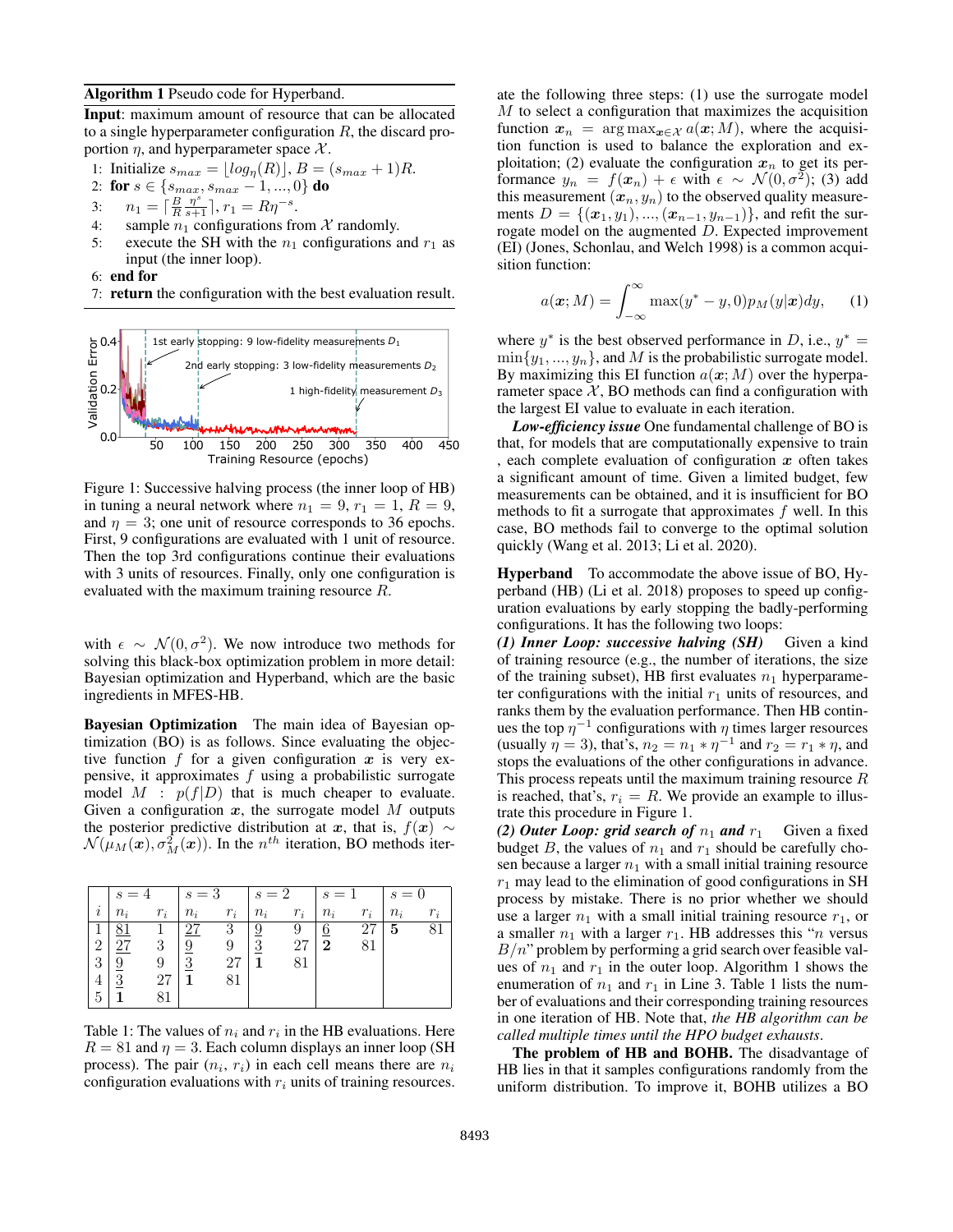**Algorithm 1** Pseudo code for Hyperband.

**Input**: maximum amount of resource that can be allocated to a single hyperparameter configuration $R$, the discard proportion $\eta$, and hyperparameter space $\mathcal{X}$.

1: Initialize $s_{max} = \lfloor log_\eta(R) \rfloor$, $B = (s_{max}+1)R$.
2: **for** $s \in \{s_{max}, s_{max}-1, ..., 0\}$ **do**
3: $\quad n_1 = \lceil \frac{B}{R}\frac{\eta^s}{s+1} \rceil$, $r_1 = R\eta^{-s}$.
4: $\quad$ sample $n_1$ configurations from $\mathcal{X}$ randomly.
5: $\quad$ execute the SH with the $n_1$ configurations and $r_1$ as input (the inner loop).
6: **end for**
7: **return** the configuration with the best evaluation result.

Figure 1: Successive halving process (the inner loop of HB) in tuning a neural network where $n_1 = 9$, $r_1 = 1$, $R = 9$, and $\eta = 3$; one unit of resource corresponds to 36 epochs. First, 9 configurations are evaluated with 1 unit of resource. Then the top 3rd configurations continue their evaluations with 3 units of resources. Finally, only one configuration is evaluated with the maximum training resource $R$.

with $\epsilon \sim \mathcal{N}(0, \sigma^2)$. We now introduce two methods for solving this black-box optimization problem in more detail: Bayesian optimization and Hyperband, which are the basic ingredients in MFES-HB.

**Bayesian Optimization** The main idea of Bayesian optimization (BO) is as follows. Since evaluating the objective function $f$ for a given configuration $\boldsymbol{x}$ is very expensive, it approximates $f$ using a probabilistic surrogate model $M : p(f|D)$ that is much cheaper to evaluate. Given a configuration $\boldsymbol{x}$, the surrogate model $M$ outputs the posterior predictive distribution at $\boldsymbol{x}$, that is, $f(\boldsymbol{x}) \sim \mathcal{N}(\mu_M(\boldsymbol{x}), \sigma^2_M(\boldsymbol{x}))$. In the $n^{th}$ iteration, BO methods iterate the following three steps: (1) use the surrogate model $M$ to select a configuration that maximizes the acquisition function $\boldsymbol{x}_n = \arg\max_{\boldsymbol{x} \in \mathcal{X}} a(\boldsymbol{x}; M)$, where the acquisition function is used to balance the exploration and exploitation; (2) evaluate the configuration $\boldsymbol{x}_n$ to get its performance $y_n = f(\boldsymbol{x}_n) + \epsilon$ with $\epsilon \sim \mathcal{N}(0, \sigma^2)$; (3) add this measurement $(\boldsymbol{x}_n, y_n)$ to the observed quality measurements $D = \{(\boldsymbol{x}_1, y_1), ..., (\boldsymbol{x}_{n-1}, y_{n-1})\}$, and refit the surrogate model on the augmented $D$. Expected improvement (EI) (Jones, Schonlau, and Welch 1998) is a common acquisition function:

$$a(\boldsymbol{x}; M) = \int_{-\infty}^{\infty} \max(y^* - y, 0) p_M(y|\boldsymbol{x}) dy, \quad (1)$$

where $y^*$ is the best observed performance in $D$, i.e., $y^* = \min\{y_1, ..., y_n\}$, and $M$ is the probabilistic surrogate model. By maximizing this EI function $a(\boldsymbol{x}; M)$ over the hyperparameter space $\mathcal{X}$, BO methods can find a configuration with the largest EI value to evaluate in each iteration.

***Low-efficiency issue*** One fundamental challenge of BO is that, for models that are computationally expensive to train , each complete evaluation of configuration $\boldsymbol{x}$ often takes a significant amount of time. Given a limited budget, few measurements can be obtained, and it is insufficient for BO methods to fit a surrogate that approximates $f$ well. In this case, BO methods fail to converge to the optimal solution quickly (Wang et al. 2013; Li et al. 2020).

**Hyperband** To accommodate the above issue of BO, Hyperband (HB) (Li et al. 2018) proposes to speed up configuration evaluations by early stopping the badly-performing configurations. It has the following two loops:

***(1) Inner Loop: successive halving (SH)*** Given a kind of training resource (e.g., the number of iterations, the size of the training subset), HB first evaluates $n_1$ hyperparameter configurations with the initial $r_1$ units of resources, and ranks them by the evaluation performance. Then HB continues the top $\eta^{-1}$ configurations with $\eta$ times larger resources (usually $\eta = 3$), that's, $n_2 = n_1 * \eta^{-1}$ and $r_2 = r_1 * \eta$, and stops the evaluations of the other configurations in advance. This process repeats until the maximum training resource $R$ is reached, that's, $r_i = R$. We provide an example to illustrate this procedure in Figure 1.

***(2) Outer Loop: grid search of $n_1$ and $r_1$*** Given a fixed budget $B$, the values of $n_1$ and $r_1$ should be carefully chosen because a larger $n_1$ with a small initial training resource $r_1$ may lead to the elimination of good configurations in SH process by mistake. There is no prior whether we should use a larger $n_1$ with a small initial training resource $r_1$, or a smaller $n_1$ with a larger $r_1$. HB addresses this "$n$ versus $B/n$" problem by performing a grid search over feasible values of $n_1$ and $r_1$ in the outer loop. Algorithm 1 shows the enumeration of $n_1$ and $r_1$ in Line 3. Table 1 lists the number of evaluations and their corresponding training resources in one iteration of HB. Note that, *the HB algorithm can be called multiple times until the HPO budget exhausts*.

| | $s=4$ | | $s=3$ | | $s=2$ | | $s=1$ | | $s=0$ | |
|---|---|---|---|---|---|---|---|---|---|---|
| $i$ | $n_i$ | $r_i$ | $n_i$ | $r_i$ | $n_i$ | $r_i$ | $n_i$ | $r_i$ | $n_i$ | $r_i$ |
| 1 | 81 | 1 | 27 | 3 | 9 | 9 | 6 | 27 | **5** | 81 |
| 2 | 27 | 3 | 9 | 9 | 3 | 27 | **2** | 81 | | |
| 3 | 9 | 9 | 3 | 27 | **1** | 81 | | | | |
| 4 | 3 | 27 | **1** | 81 | | | | | | |
| 5 | **1** | 81 | | | | | | | | |

Table 1: The values of $n_i$ and $r_i$ in the HB evaluations. Here $R = 81$ and $\eta = 3$. Each column displays an inner loop (SH process). The pair ($n_i$, $r_i$) in each cell means there are $n_i$ configuration evaluations with $r_i$ units of training resources.

**The problem of HB and BOHB.** The disadvantage of HB lies in that it samples configurations randomly from the uniform distribution. To improve it, BOHB utilizes a BO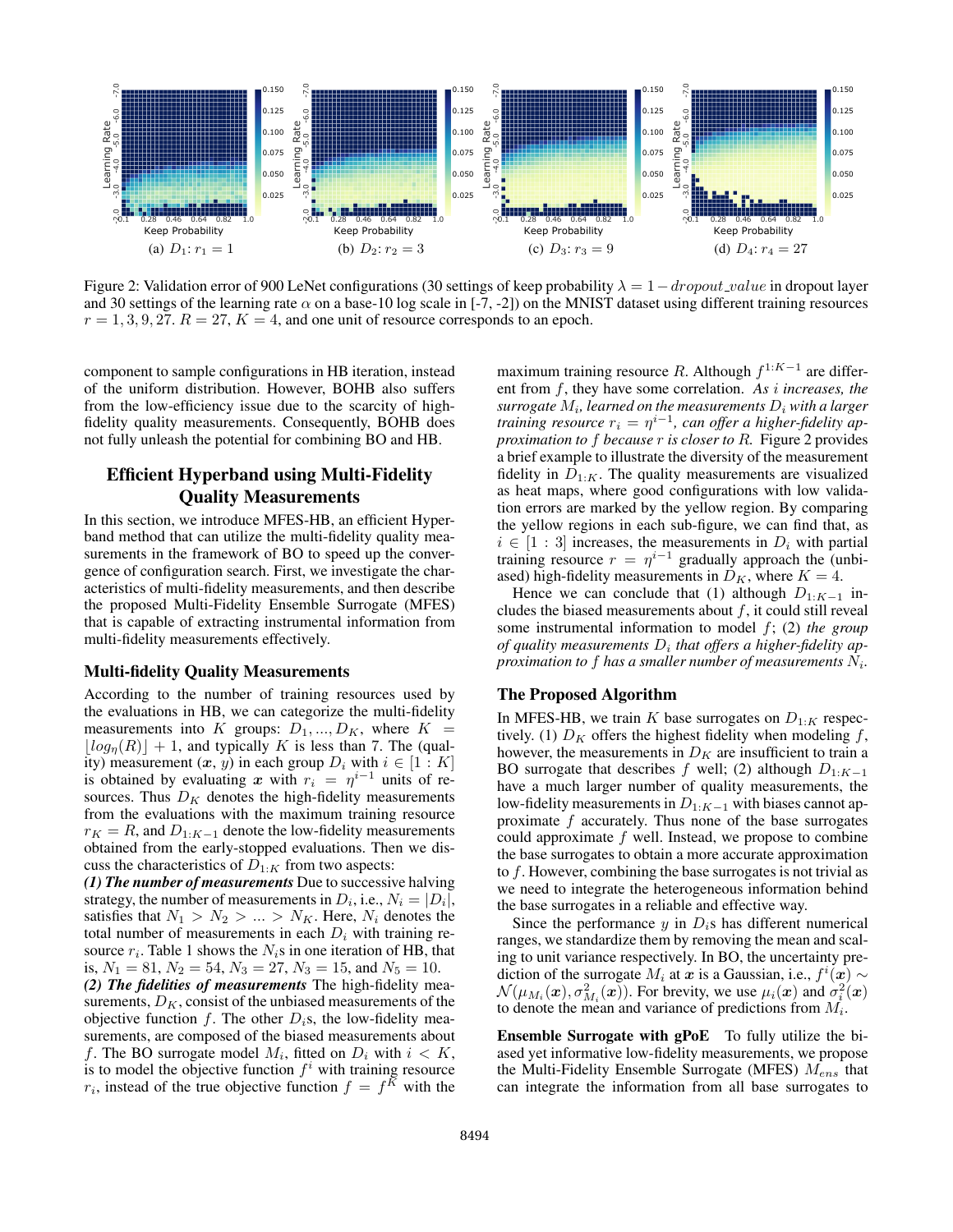(a) $D_1$: $r_1 = 1$ (b) $D_2$: $r_2 = 3$ (c) $D_3$: $r_3 = 9$ (d) $D_4$: $r_4 = 27$

Figure 2: Validation error of 900 LeNet configurations (30 settings of keep probability $\lambda = 1 - dropout\_value$ in dropout layer and 30 settings of the learning rate $\alpha$ on a base-10 log scale in [-7, -2]) on the MNIST dataset using different training resources $r = 1, 3, 9, 27$. $R = 27$, $K = 4$, and one unit of resource corresponds to an epoch.

component to sample configurations in HB iteration, instead of the uniform distribution. However, BOHB also suffers from the low-efficiency issue due to the scarcity of high-fidelity quality measurements. Consequently, BOHB does not fully unleash the potential for combining BO and HB.

## Efficient Hyperband using Multi-Fidelity Quality Measurements

In this section, we introduce MFES-HB, an efficient Hyperband method that can utilize the multi-fidelity quality measurements in the framework of BO to speed up the convergence of configuration search. First, we investigate the characteristics of multi-fidelity measurements, and then describe the proposed Multi-Fidelity Ensemble Surrogate (MFES) that is capable of extracting instrumental information from multi-fidelity measurements effectively.

### Multi-fidelity Quality Measurements

According to the number of training resources used by the evaluations in HB, we can categorize the multi-fidelity measurements into $K$ groups: $D_1, ..., D_K$, where $K = \lfloor log_\eta(R) \rfloor + 1$, and typically $K$ is less than 7. The (quality) measurement $(\boldsymbol{x}, y)$ in each group $D_i$ with $i \in [1:K]$ is obtained by evaluating $\boldsymbol{x}$ with $r_i = \eta^{i-1}$ units of resources. Thus $D_K$ denotes the high-fidelity measurements from the evaluations with the maximum training resource $r_K = R$, and $D_{1:K-1}$ denote the low-fidelity measurements obtained from the early-stopped evaluations. Then we discuss the characteristics of $D_{1:K}$ from two aspects:

***(1) The number of measurements*** Due to successive halving strategy, the number of measurements in $D_i$, i.e., $N_i = |D_i|$, satisfies that $N_1 > N_2 > ... > N_K$. Here, $N_i$ denotes the total number of measurements in each $D_i$ with training resource $r_i$. Table 1 shows the $N_i$s in one iteration of HB, that is, $N_1 = 81$, $N_2 = 54$, $N_3 = 27$, $N_3 = 15$, and $N_5 = 10$.

***(2) The fidelities of measurements*** The high-fidelity measurements, $D_K$, consist of the unbiased measurements of the objective function $f$. The other $D_i$s, the low-fidelity measurements, are composed of the biased measurements about $f$. The BO surrogate model $M_i$, fitted on $D_i$ with $i < K$, is to model the objective function $f^i$ with training resource $r_i$, instead of the true objective function $f = f^K$ with the maximum training resource $R$. Although $f^{1:K-1}$ are different from $f$, they have some correlation. *As $i$ increases, the surrogate $M_i$, learned on the measurements $D_i$ with a larger training resource $r_i = \eta^{i-1}$, can offer a higher-fidelity approximation to $f$ because $r$ is closer to $R$.* Figure 2 provides a brief example to illustrate the diversity of the measurement fidelity in $D_{1:K}$. The quality measurements are visualized as heat maps, where good configurations with low validation errors are marked by the yellow region. By comparing the yellow regions in each sub-figure, we can find that, as $i \in [1:3]$ increases, the measurements in $D_i$ with partial training resource $r = \eta^{i-1}$ gradually approach the (unbiased) high-fidelity measurements in $D_K$, where $K = 4$.

Hence we can conclude that (1) although $D_{1:K-1}$ includes the biased measurements about $f$, it could still reveal some instrumental information to model $f$; (2) *the group of quality measurements $D_i$ that offers a higher-fidelity approximation to $f$ has a smaller number of measurements $N_i$.*

### The Proposed Algorithm

In MFES-HB, we train $K$ base surrogates on $D_{1:K}$ respectively. (1) $D_K$ offers the highest fidelity when modeling $f$, however, the measurements in $D_K$ are insufficient to train a BO surrogate that describes $f$ well; (2) although $D_{1:K-1}$ have a much larger number of quality measurements, the low-fidelity measurements in $D_{1:K-1}$ with biases cannot approximate $f$ accurately. Thus none of the base surrogates could approximate $f$ well. Instead, we propose to combine the base surrogates to obtain a more accurate approximation to $f$. However, combining the base surrogates is not trivial as we need to integrate the heterogeneous information behind the base surrogates in a reliable and effective way.

Since the performance $y$ in $D_i$s has different numerical ranges, we standardize them by removing the mean and scaling to unit variance respectively. In BO, the uncertainty prediction of the surrogate $M_i$ at $\boldsymbol{x}$ is a Gaussian, i.e., $f^i(\boldsymbol{x}) \sim \mathcal{N}(\mu_{M_i}(\boldsymbol{x}), \sigma^2_{M_i}(\boldsymbol{x}))$. For brevity, we use $\mu_i(\boldsymbol{x})$ and $\sigma^2_i(\boldsymbol{x})$ to denote the mean and variance of predictions from $M_i$.

**Ensemble Surrogate with gPoE** To fully utilize the biased yet informative low-fidelity measurements, we propose the Multi-Fidelity Ensemble Surrogate (MFES) $M_{ens}$ that can integrate the information from all base surrogates to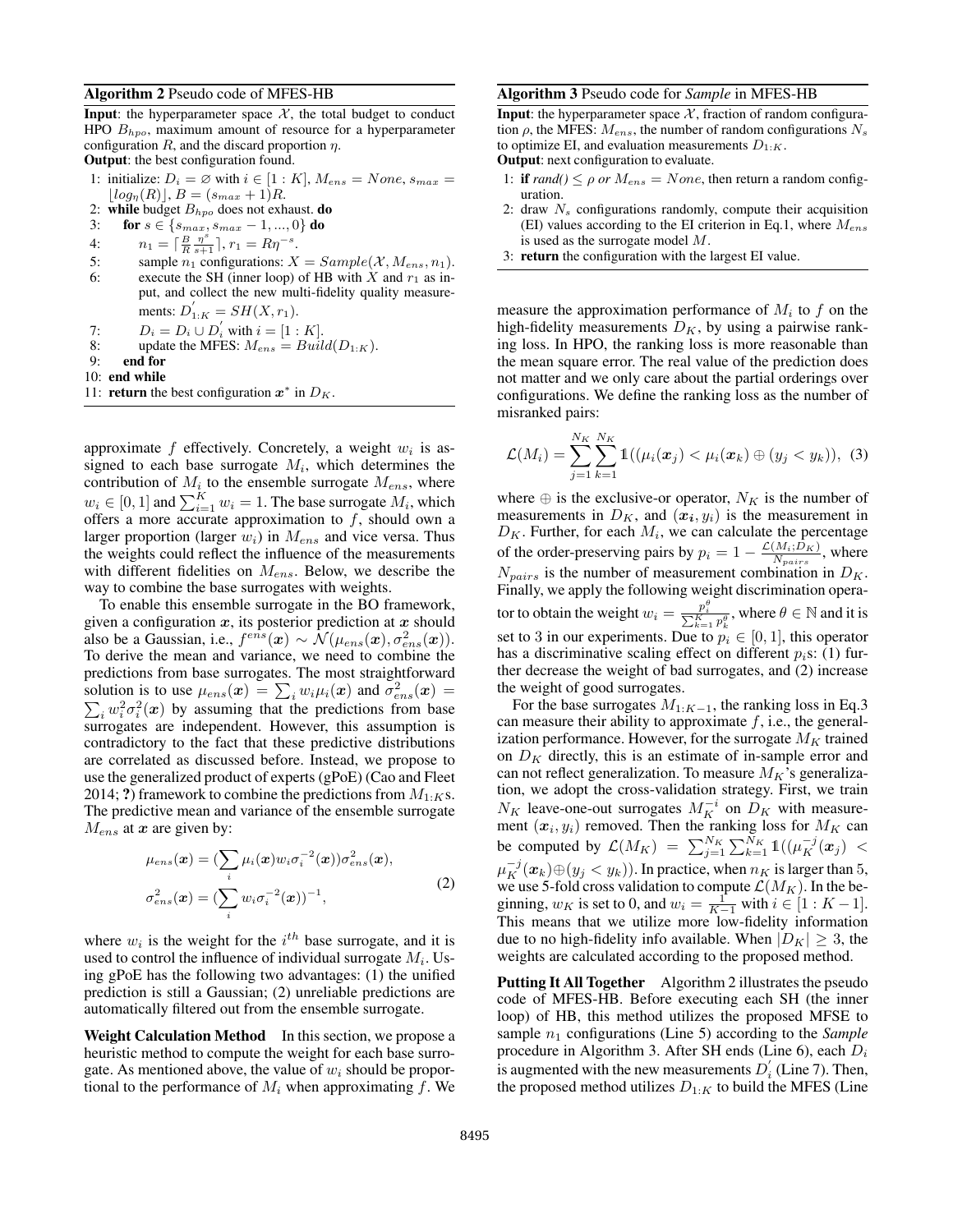**Algorithm 2** Pseudo code of MFES-HB

**Input**: the hyperparameter space $\mathcal{X}$, the total budget to conduct HPO $B_{hpo}$, maximum amount of resource for a hyperparameter configuration $R$, and the discard proportion $\eta$.
**Output**: the best configuration found.

1: initialize: $D_i = \varnothing$ with $i \in [1:K]$, $M_{ens} = None$, $s_{max} = \lfloor log_{\eta}(R) \rfloor$, $B = (s_{max}+1)R$.
2: **while** budget $B_{hpo}$ does not exhaust. **do**
3: **for** $s \in \{s_{max}, s_{max}-1, ..., 0\}$ **do**
4: $n_1 = \lceil \frac{B}{R}\frac{\eta^s}{s+1} \rceil$, $r_1 = R\eta^{-s}$.
5: sample $n_1$ configurations: $X = Sample(\mathcal{X}, M_{ens}, n_1)$.
6: execute the SH (inner loop) of HB with $X$ and $r_1$ as input, and collect the new multi-fidelity quality measurements: $D^{'}_{1:K} = SH(X, r_1)$.
7: $D_i = D_i \cup D_i^{'}$ with $i = [1:K]$.
8: update the MFES: $M_{ens} = Build(D_{1:K})$.
9: **end for**
10: **end while**
11: **return** the best configuration $\boldsymbol{x}^*$ in $D_K$.

approximate $f$ effectively. Concretely, a weight $w_i$ is assigned to each base surrogate $M_i$, which determines the contribution of $M_i$ to the ensemble surrogate $M_{ens}$, where $w_i \in [0,1]$ and $\sum_{i=1}^{K} w_i = 1$. The base surrogate $M_i$, which offers a more accurate approximation to $f$, should own a larger proportion (larger $w_i$) in $M_{ens}$ and vice versa. Thus the weights could reflect the influence of the measurements with different fidelities on $M_{ens}$. Below, we describe the way to combine the base surrogates with weights.

To enable this ensemble surrogate in the BO framework, given a configuration $\boldsymbol{x}$, its posterior prediction at $\boldsymbol{x}$ should also be a Gaussian, i.e., $f^{ens}(\boldsymbol{x}) \sim \mathcal{N}(\mu_{ens}(\boldsymbol{x}), \sigma^2_{ens}(\boldsymbol{x}))$. To derive the mean and variance, we need to combine the predictions from base surrogates. The most straightforward solution is to use $\mu_{ens}(\boldsymbol{x}) = \sum_i w_i \mu_i(\boldsymbol{x})$ and $\sigma^2_{ens}(\boldsymbol{x}) = \sum_i w_i^2 \sigma_i^2(\boldsymbol{x})$ by assuming that the predictions from base surrogates are independent. However, this assumption is contradictory to the fact that these predictive distributions are correlated as discussed before. Instead, we propose to use the generalized product of experts (gPoE) (Cao and Fleet 2014; **?**) framework to combine the predictions from $M_{1:K}$s. The predictive mean and variance of the ensemble surrogate $M_{ens}$ at $\boldsymbol{x}$ are given by:

$$
\begin{aligned}
\mu_{ens}(\boldsymbol{x}) &= (\sum_i \mu_i(\boldsymbol{x}) w_i \sigma_i^{-2}(\boldsymbol{x}))\sigma^2_{ens}(\boldsymbol{x}), \\
\sigma^2_{ens}(\boldsymbol{x}) &= (\sum_i w_i \sigma_i^{-2}(\boldsymbol{x}))^{-1},
\end{aligned}
\tag{2}
$$

where $w_i$ is the weight for the $i^{th}$ base surrogate, and it is used to control the influence of individual surrogate $M_i$. Using gPoE has the following two advantages: (1) the unified prediction is still a Gaussian; (2) unreliable predictions are automatically filtered out from the ensemble surrogate.

**Weight Calculation Method** In this section, we propose a heuristic method to compute the weight for each base surrogate. As mentioned above, the value of $w_i$ should be proportional to the performance of $M_i$ when approximating $f$. We measure the approximation performance of $M_i$ to $f$ on the high-fidelity measurements $D_K$, by using a pairwise ranking loss. In HPO, the ranking loss is more reasonable than the mean square error. The real value of the prediction does not matter and we only care about the partial orderings over configurations. We define the ranking loss as the number of misranked pairs:

$$
\mathcal{L}(M_i) = \sum_{j=1}^{N_K}\sum_{k=1}^{N_K} \mathbb{1}((\mu_i(\boldsymbol{x}_j) < \mu_i(\boldsymbol{x}_k) \oplus (y_j < y_k)), \tag{3}
$$

where $\oplus$ is the exclusive-or operator, $N_K$ is the number of measurements in $D_K$, and $(\boldsymbol{x_i}, y_i)$ is the measurement in $D_K$. Further, for each $M_i$, we can calculate the percentage of the order-preserving pairs by $p_i = 1 - \frac{\mathcal{L}(M_i; D_K)}{N_{pairs}}$, where $N_{pairs}$ is the number of measurement combination in $D_K$. Finally, we apply the following weight discrimination operator to obtain the weight $w_i = \frac{p_i^{\theta}}{\sum_{k=1}^{K} p_k^{\theta}}$, where $\theta \in \mathbb{N}$ and it is set to 3 in our experiments. Due to $p_i \in [0,1]$, this operator has a discriminative scaling effect on different $p_i$s: (1) further decrease the weight of bad surrogates, and (2) increase the weight of good surrogates.

For the base surrogates $M_{1:K-1}$, the ranking loss in Eq.3 can measure their ability to approximate $f$, i.e., the generalization performance. However, for the surrogate $M_K$ trained on $D_K$ directly, this is an estimate of in-sample error and can not reflect generalization. To measure $M_K$'s generalization, we adopt the cross-validation strategy. First, we train $N_K$ leave-one-out surrogates $M_K^{-i}$ on $D_K$ with measurement $(\boldsymbol{x}_i, y_i)$ removed. Then the ranking loss for $M_K$ can be computed by $\mathcal{L}(M_K) = \sum_{j=1}^{N_K}\sum_{k=1}^{N_K} \mathbb{1}((\mu_K^{-j}(\boldsymbol{x}_j) < \mu_K^{-j}(\boldsymbol{x}_k) \oplus (y_j < y_k))$. In practice, when $n_K$ is larger than 5, we use 5-fold cross validation to compute $\mathcal{L}(M_K)$. In the beginning, $w_K$ is set to 0, and $w_i = \frac{1}{K-1}$ with $i \in [1:K-1]$. This means that we utilize more low-fidelity information due to no high-fidelity info available. When $|D_K| \geq 3$, the weights are calculated according to the proposed method.

**Algorithm 3** Pseudo code for *Sample* in MFES-HB

**Input**: the hyperparameter space $\mathcal{X}$, fraction of random configuration $\rho$, the MFES: $M_{ens}$, the number of random configurations $N_s$ to optimize EI, and evaluation measurements $D_{1:K}$.
**Output**: next configuration to evaluate.

1: **if** *rand()* $\leq \rho$ *or* $M_{ens} = None$, then return a random configuration.
2: draw $N_s$ configurations randomly, compute their acquisition (EI) values according to the EI criterion in Eq.1, where $M_{ens}$ is used as the surrogate model $M$.
3: **return** the configuration with the largest EI value.

**Putting It All Together** Algorithm 2 illustrates the pseudo code of MFES-HB. Before executing each SH (the inner loop) of HB, this method utilizes the proposed MFSE to sample $n_1$ configurations (Line 5) according to the *Sample* procedure in Algorithm 3. After SH ends (Line 6), each $D_i$ is augmented with the new measurements $D_i^{'}$ (Line 7). Then, the proposed method utilizes $D_{1:K}$ to build the MFES (Line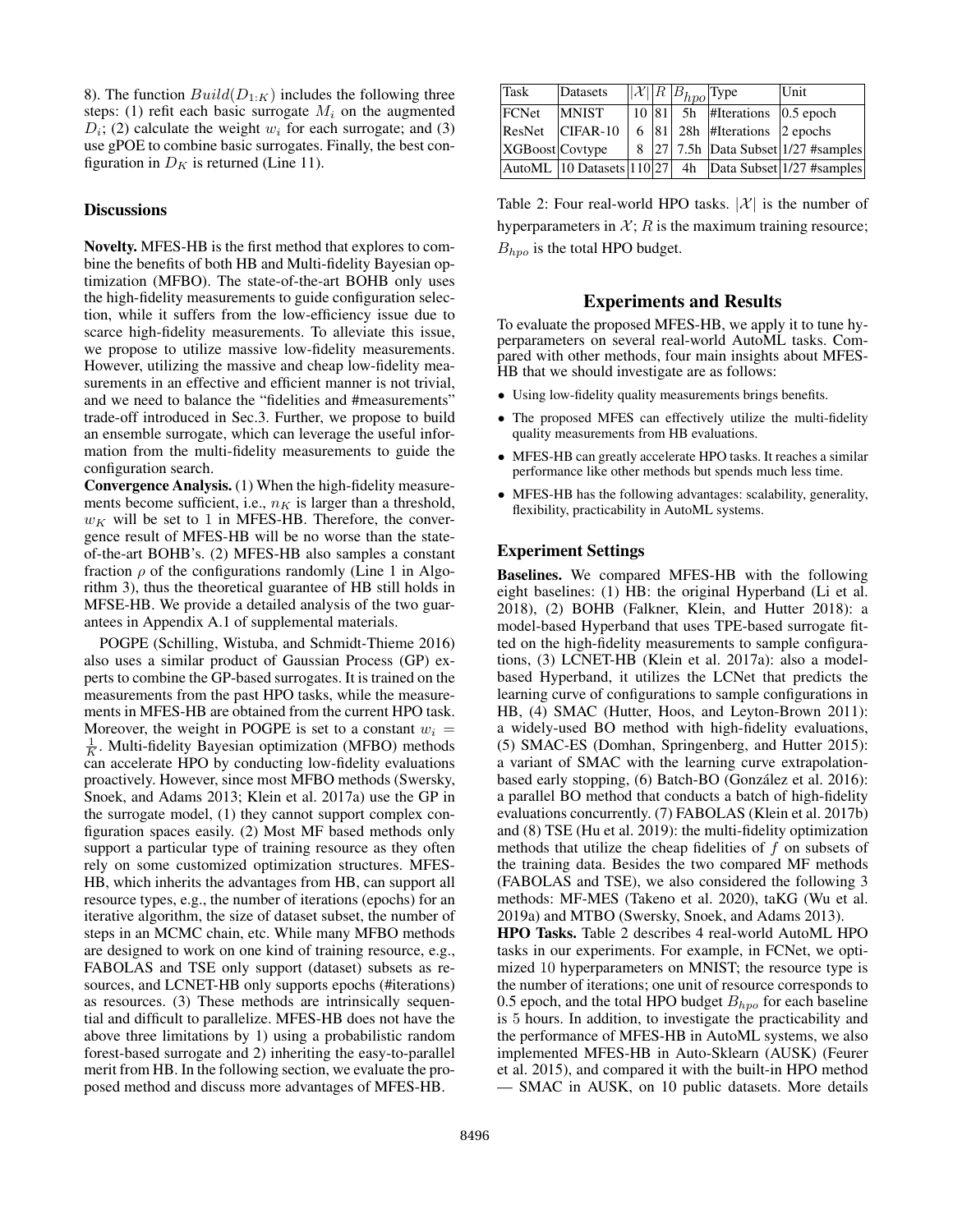8). The function $Build(D_{1:K})$ includes the following three steps: (1) refit each basic surrogate $M_i$ on the augmented $D_i$; (2) calculate the weight $w_i$ for each surrogate; and (3) use gPOE to combine basic surrogates. Finally, the best configuration in $D_K$ is returned (Line 11).

### Discussions

**Novelty.** MFES-HB is the first method that explores to combine the benefits of both HB and Multi-fidelity Bayesian optimization (MFBO). The state-of-the-art BOHB only uses the high-fidelity measurements to guide configuration selection, while it suffers from the low-efficiency issue due to scarce high-fidelity measurements. To alleviate this issue, we propose to utilize massive low-fidelity measurements. However, utilizing the massive and cheap low-fidelity measurements in an effective and efficient manner is not trivial, and we need to balance the "fidelities and #measurements" trade-off introduced in Sec.3. Further, we propose to build an ensemble surrogate, which can leverage the useful information from the multi-fidelity measurements to guide the configuration search.

**Convergence Analysis.** (1) When the high-fidelity measurements become sufficient, i.e., $n_K$ is larger than a threshold, $w_K$ will be set to 1 in MFES-HB. Therefore, the convergence result of MFES-HB will be no worse than the state-of-the-art BOHB's. (2) MFES-HB also samples a constant fraction $\rho$ of the configurations randomly (Line 1 in Algorithm 3), thus the theoretical guarantee of HB still holds in MFSE-HB. We provide a detailed analysis of the two guarantees in Appendix A.1 of supplemental materials.

POGPE (Schilling, Wistuba, and Schmidt-Thieme 2016) also uses a similar product of Gaussian Process (GP) experts to combine the GP-based surrogates. It is trained on the measurements from the past HPO tasks, while the measurements in MFES-HB are obtained from the current HPO task. Moreover, the weight in POGPE is set to a constant $w_i = \frac{1}{K}$. Multi-fidelity Bayesian optimization (MFBO) methods can accelerate HPO by conducting low-fidelity evaluations proactively. However, since most MFBO methods (Swersky, Snoek, and Adams 2013; Klein et al. 2017a) use the GP in the surrogate model, (1) they cannot support complex configuration spaces easily. (2) Most MF based methods only support a particular type of training resource as they often rely on some customized optimization structures. MFES-HB, which inherits the advantages from HB, can support all resource types, e.g., the number of iterations (epochs) for an iterative algorithm, the size of dataset subset, the number of steps in an MCMC chain, etc. While many MFBO methods are designed to work on one kind of training resource, e.g., FABOLAS and TSE only support (dataset) subsets as resources, and LCNET-HB only supports epochs (#iterations) as resources. (3) These methods are intrinsically sequential and difficult to parallelize. MFES-HB does not have the above three limitations by 1) using a probabilistic random forest-based surrogate and 2) inheriting the easy-to-parallel merit from HB. In the following section, we evaluate the proposed method and discuss more advantages of MFES-HB.

| Task | Datasets | $\lvert\mathcal{X}\rvert$ | $R$ | $B_{hpo}$ | Type | Unit |
|---|---|---|---|---|---|---|
| FCNet | MNIST | 10 | 81 | 5h | #Iterations | 0.5 epoch |
| ResNet | CIFAR-10 | 6 | 81 | 28h | #Iterations | 2 epochs |
| XGBoost | Covtype | 8 | 27 | 7.5h | Data Subset | 1/27 #samples |
| AutoML | 10 Datasets | 110 | 27 | 4h | Data Subset | 1/27 #samples |

Table 2: Four real-world HPO tasks. $|\mathcal{X}|$ is the number of hyperparameters in $\mathcal{X}$; $R$ is the maximum training resource; $B_{hpo}$ is the total HPO budget.

## Experiments and Results

To evaluate the proposed MFES-HB, we apply it to tune hyperparameters on several real-world AutoML tasks. Compared with other methods, four main insights about MFES-HB that we should investigate are as follows:

- Using low-fidelity quality measurements brings benefits.
- The proposed MFES can effectively utilize the multi-fidelity quality measurements from HB evaluations.
- MFES-HB can greatly accelerate HPO tasks. It reaches a similar performance like other methods but spends much less time.
- MFES-HB has the following advantages: scalability, generality, flexibility, practicability in AutoML systems.

### Experiment Settings

**Baselines.** We compared MFES-HB with the following eight baselines: (1) HB: the original Hyperband (Li et al. 2018), (2) BOHB (Falkner, Klein, and Hutter 2018): a model-based Hyperband that uses TPE-based surrogate fitted on the high-fidelity measurements to sample configurations, (3) LCNET-HB (Klein et al. 2017a): also a model-based Hyperband, it utilizes the LCNet that predicts the learning curve of configurations to sample configurations in HB, (4) SMAC (Hutter, Hoos, and Leyton-Brown 2011): a widely-used BO method with high-fidelity evaluations, (5) SMAC-ES (Domhan, Springenberg, and Hutter 2015): a variant of SMAC with the learning curve extrapolation-based early stopping, (6) Batch-BO (González et al. 2016): a parallel BO method that conducts a batch of high-fidelity evaluations concurrently. (7) FABOLAS (Klein et al. 2017b) and (8) TSE (Hu et al. 2019): the multi-fidelity optimization methods that utilize the cheap fidelities of $f$ on subsets of the training data. Besides the two compared MF methods (FABOLAS and TSE), we also considered the following 3 methods: MF-MES (Takeno et al. 2020), taKG (Wu et al. 2019a) and MTBO (Swersky, Snoek, and Adams 2013).

**HPO Tasks.** Table 2 describes 4 real-world AutoML HPO tasks in our experiments. For example, in FCNet, we optimized 10 hyperparameters on MNIST; the resource type is the number of iterations; one unit of resource corresponds to 0.5 epoch, and the total HPO budget $B_{hpo}$ for each baseline is 5 hours. In addition, to investigate the practicability and the performance of MFES-HB in AutoML systems, we also implemented MFES-HB in Auto-Sklearn (AUSK) (Feurer et al. 2015), and compared it with the built-in HPO method — SMAC in AUSK, on 10 public datasets. More details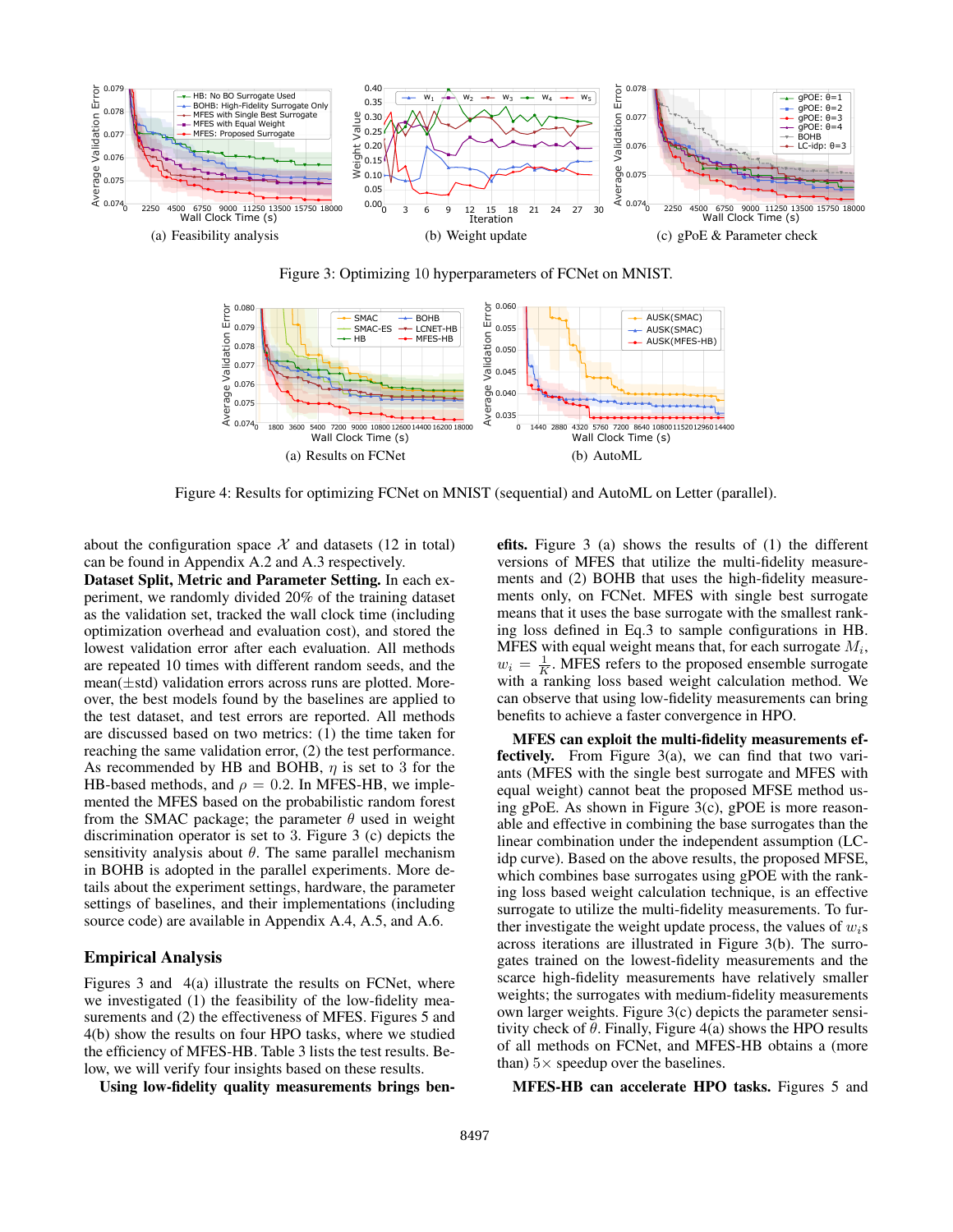(a) Feasibility analysis

(b) Weight update

(c) gPoE & Parameter check

Figure 3: Optimizing 10 hyperparameters of FCNet on MNIST.

(a) Results on FCNet

(b) AutoML

Figure 4: Results for optimizing FCNet on MNIST (sequential) and AutoML on Letter (parallel).

about the configuration space $\mathcal{X}$ and datasets (12 in total) can be found in Appendix A.2 and A.3 respectively.

**Dataset Split, Metric and Parameter Setting.** In each experiment, we randomly divided 20% of the training dataset as the validation set, tracked the wall clock time (including optimization overhead and evaluation cost), and stored the lowest validation error after each evaluation. All methods are repeated 10 times with different random seeds, and the mean($\pm$std) validation errors across runs are plotted. Moreover, the best models found by the baselines are applied to the test dataset, and test errors are reported. All methods are discussed based on two metrics: (1) the time taken for reaching the same validation error, (2) the test performance. As recommended by HB and BOHB, $\eta$ is set to 3 for the HB-based methods, and $\rho = 0.2$. In MFES-HB, we implemented the MFES based on the probabilistic random forest from the SMAC package; the parameter $\theta$ used in weight discrimination operator is set to 3. Figure 3 (c) depicts the sensitivity analysis about $\theta$. The same parallel mechanism in BOHB is adopted in the parallel experiments. More details about the experiment settings, hardware, the parameter settings of baselines, and their implementations (including source code) are available in Appendix A.4, A.5, and A.6.

## Empirical Analysis

Figures 3 and 4(a) illustrate the results on FCNet, where we investigated (1) the feasibility of the low-fidelity measurements and (2) the effectiveness of MFES. Figures 5 and 4(b) show the results on four HPO tasks, where we studied the efficiency of MFES-HB. Table 3 lists the test results. Below, we will verify four insights based on these results.

**Using low-fidelity quality measurements brings benefits.** Figure 3 (a) shows the results of (1) the different versions of MFES that utilize the multi-fidelity measurements and (2) BOHB that uses the high-fidelity measurements only, on FCNet. MFES with single best surrogate means that it uses the base surrogate with the smallest ranking loss defined in Eq.3 to sample configurations in HB. MFES with equal weight means that, for each surrogate $M_i$, $w_i = \frac{1}{K}$. MFES refers to the proposed ensemble surrogate with a ranking loss based weight calculation method. We can observe that using low-fidelity measurements can bring benefits to achieve a faster convergence in HPO.

**MFES can exploit the multi-fidelity measurements effectively.** From Figure 3(a), we can find that two variants (MFES with the single best surrogate and MFES with equal weight) cannot beat the proposed MFSE method using gPoE. As shown in Figure 3(c), gPOE is more reasonable and effective in combining the base surrogates than the linear combination under the independent assumption (LC-idp curve). Based on the above results, the proposed MFSE, which combines base surrogates using gPOE with the ranking loss based weight calculation technique, is an effective surrogate to utilize the multi-fidelity measurements. To further investigate the weight update process, the values of $w_i$s across iterations are illustrated in Figure 3(b). The surrogates trained on the lowest-fidelity measurements and the scarce high-fidelity measurements have relatively smaller weights; the surrogates with medium-fidelity measurements own larger weights. Figure 3(c) depicts the parameter sensitivity check of $\theta$. Finally, Figure 4(a) shows the HPO results of all methods on FCNet, and MFES-HB obtains a (more than) $5\times$ speedup over the baselines.

**MFES-HB can accelerate HPO tasks.** Figures 5 and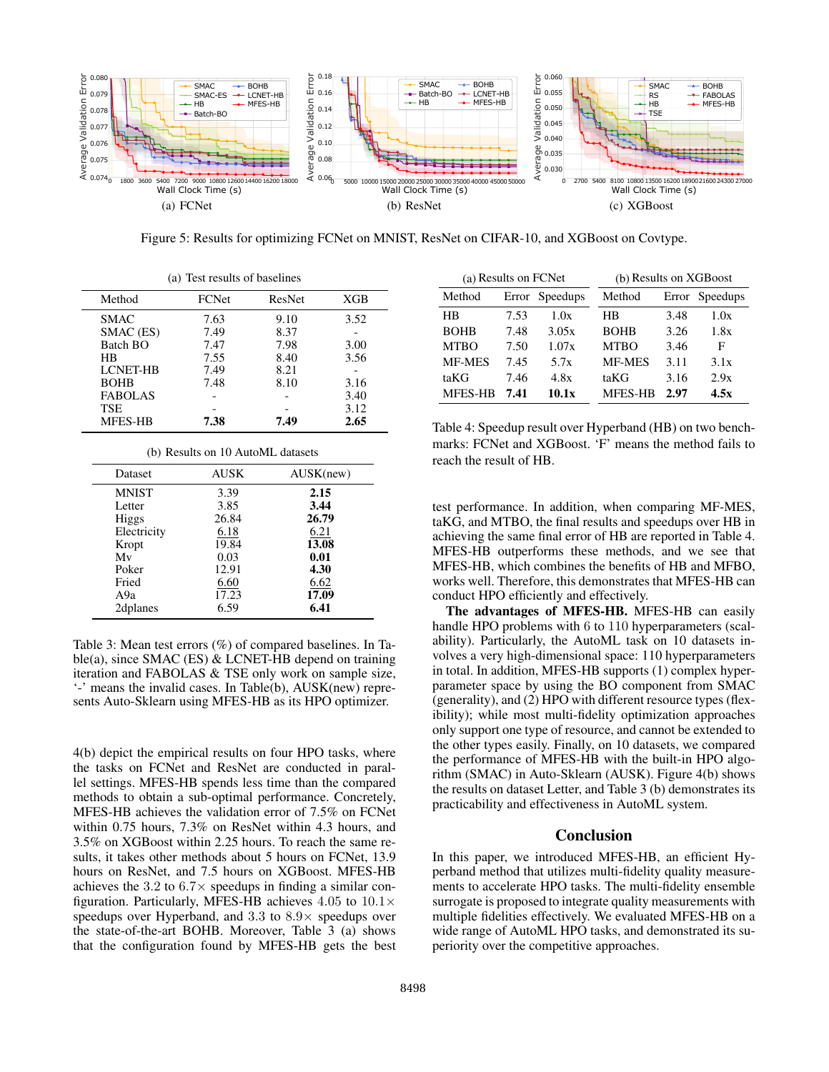Figure 5: Results for optimizing FCNet on MNIST, ResNet on CIFAR-10, and XGBoost on Covtype.

(a) Test results of baselines

| Method | FCNet | ResNet | XGB |
|---|---|---|---|
| SMAC | 7.63 | 9.10 | 3.52 |
| SMAC (ES) | 7.49 | 8.37 | - |
| Batch BO | 7.47 | 7.98 | 3.00 |
| HB | 7.55 | 8.40 | 3.56 |
| LCNET-HB | 7.49 | 8.21 | - |
| BOHB | 7.48 | 8.10 | 3.16 |
| FABOLAS | - | - | 3.40 |
| TSE | - | - | 3.12 |
| MFES-HB | **7.38** | **7.49** | **2.65** |

(b) Results on 10 AutoML datasets

| Dataset | AUSK | AUSK(new) |
|---|---|---|
| MNIST | 3.39 | **2.15** |
| Letter | 3.85 | **3.44** |
| Higgs | 26.84 | **26.79** |
| Electricity | 6.18 | 6.21 |
| Kropt | 19.84 | **13.08** |
| Mv | 0.03 | **0.01** |
| Poker | 12.91 | **4.30** |
| Fried | 6.60 | 6.62 |
| A9a | 17.23 | **17.09** |
| 2dplanes | 6.59 | **6.41** |

Table 3: Mean test errors (%) of compared baselines. In Table(a), since SMAC (ES) & LCNET-HB depend on training iteration and FABOLAS & TSE only work on sample size, '-' means the invalid cases. In Table(b), AUSK(new) represents Auto-Sklearn using MFES-HB as its HPO optimizer.

4(b) depict the empirical results on four HPO tasks, where the tasks on FCNet and ResNet are conducted in parallel settings. MFES-HB spends less time than the compared methods to obtain a sub-optimal performance. Concretely, MFES-HB achieves the validation error of 7.5% on FCNet within 0.75 hours, 7.3% on ResNet within 4.3 hours, and 3.5% on XGBoost within 2.25 hours. To reach the same results, it takes other methods about 5 hours on FCNet, 13.9 hours on ResNet, and 7.5 hours on XGBoost. MFES-HB achieves the 3.2 to $6.7\times$ speedups in finding a similar configuration. Particularly, MFES-HB achieves 4.05 to $10.1\times$ speedups over Hyperband, and 3.3 to $8.9\times$ speedups over the state-of-the-art BOHB. Moreover, Table 3 (a) shows that the configuration found by MFES-HB gets the best

(a) Results on FCNet

| Method | Error | Speedups |
|---|---|---|
| HB | 7.53 | 1.0x |
| BOHB | 7.48 | 3.05x |
| MTBO | 7.50 | 1.07x |
| MF-MES | 7.45 | 5.7x |
| taKG | 7.46 | 4.8x |
| MFES-HB | **7.41** | **10.1x** |

(b) Results on XGBoost

| Method | Error | Speedups |
|---|---|---|
| HB | 3.48 | 1.0x |
| BOHB | 3.26 | 1.8x |
| MTBO | 3.46 | F |
| MF-MES | 3.11 | 3.1x |
| taKG | 3.16 | 2.9x |
| MFES-HB | **2.97** | **4.5x** |

Table 4: Speedup result over Hyperband (HB) on two benchmarks: FCNet and XGBoost. 'F' means the method fails to reach the result of HB.

test performance. In addition, when comparing MF-MES, taKG, and MTBO, the final results and speedups over HB in achieving the same final error of HB are reported in Table 4. MFES-HB outperforms these methods, and we see that MFES-HB, which combines the benefits of HB and MFBO, works well. Therefore, this demonstrates that MFES-HB can conduct HPO efficiently and effectively.

**The advantages of MFES-HB.** MFES-HB can easily handle HPO problems with 6 to 110 hyperparameters (scalability). Particularly, the AutoML task on 10 datasets involves a very high-dimensional space: 110 hyperparameters in total. In addition, MFES-HB supports (1) complex hyperparameter space by using the BO component from SMAC (generality), and (2) HPO with different resource types (flexibility); while most multi-fidelity optimization approaches only support one type of resource, and cannot be extended to the other types easily. Finally, on 10 datasets, we compared the performance of MFES-HB with the built-in HPO algorithm (SMAC) in Auto-Sklearn (AUSK). Figure 4(b) shows the results on dataset Letter, and Table 3 (b) demonstrates its practicability and effectiveness in AutoML system.

## Conclusion

In this paper, we introduced MFES-HB, an efficient Hyperband method that utilizes multi-fidelity quality measurements to accelerate HPO tasks. The multi-fidelity ensemble surrogate is proposed to integrate quality measurements with multiple fidelities effectively. We evaluated MFES-HB on a wide range of AutoML HPO tasks, and demonstrated its superiority over the competitive approaches.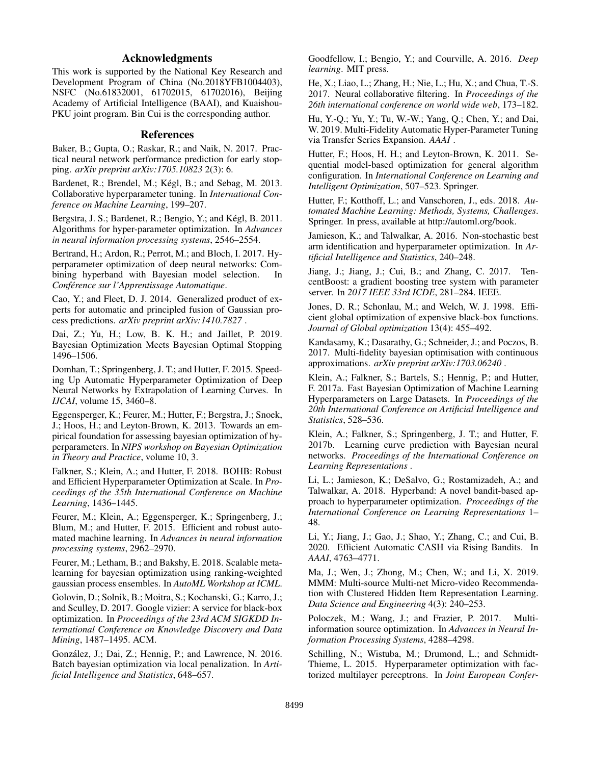## Acknowledgments

This work is supported by the National Key Research and Development Program of China (No.2018YFB1004403), NSFC (No.61832001, 61702015, 61702016), Beijing Academy of Artificial Intelligence (BAAI), and Kuaishou-PKU joint program. Bin Cui is the corresponding author.

## References

Baker, B.; Gupta, O.; Raskar, R.; and Naik, N. 2017. Practical neural network performance prediction for early stopping. *arXiv preprint arXiv:1705.10823* 2(3): 6.

Bardenet, R.; Brendel, M.; Kégl, B.; and Sebag, M. 2013. Collaborative hyperparameter tuning. In *International Conference on Machine Learning*, 199–207.

Bergstra, J. S.; Bardenet, R.; Bengio, Y.; and Kégl, B. 2011. Algorithms for hyper-parameter optimization. In *Advances in neural information processing systems*, 2546–2554.

Bertrand, H.; Ardon, R.; Perrot, M.; and Bloch, I. 2017. Hyperparameter optimization of deep neural networks: Combining hyperband with Bayesian model selection. In *Conférence sur l'Apprentissage Automatique*.

Cao, Y.; and Fleet, D. J. 2014. Generalized product of experts for automatic and principled fusion of Gaussian process predictions. *arXiv preprint arXiv:1410.7827* .

Dai, Z.; Yu, H.; Low, B. K. H.; and Jaillet, P. 2019. Bayesian Optimization Meets Bayesian Optimal Stopping 1496–1506.

Domhan, T.; Springenberg, J. T.; and Hutter, F. 2015. Speeding Up Automatic Hyperparameter Optimization of Deep Neural Networks by Extrapolation of Learning Curves. In *IJCAI*, volume 15, 3460–8.

Eggensperger, K.; Feurer, M.; Hutter, F.; Bergstra, J.; Snoek, J.; Hoos, H.; and Leyton-Brown, K. 2013. Towards an empirical foundation for assessing bayesian optimization of hyperparameters. In *NIPS workshop on Bayesian Optimization in Theory and Practice*, volume 10, 3.

Falkner, S.; Klein, A.; and Hutter, F. 2018. BOHB: Robust and Efficient Hyperparameter Optimization at Scale. In *Proceedings of the 35th International Conference on Machine Learning*, 1436–1445.

Feurer, M.; Klein, A.; Eggensperger, K.; Springenberg, J.; Blum, M.; and Hutter, F. 2015. Efficient and robust automated machine learning. In *Advances in neural information processing systems*, 2962–2970.

Feurer, M.; Letham, B.; and Bakshy, E. 2018. Scalable meta-learning for bayesian optimization using ranking-weighted gaussian process ensembles. In *AutoML Workshop at ICML*.

Golovin, D.; Solnik, B.; Moitra, S.; Kochanski, G.; Karro, J.; and Sculley, D. 2017. Google vizier: A service for black-box optimization. In *Proceedings of the 23rd ACM SIGKDD International Conference on Knowledge Discovery and Data Mining*, 1487–1495. ACM.

González, J.; Dai, Z.; Hennig, P.; and Lawrence, N. 2016. Batch bayesian optimization via local penalization. In *Artificial Intelligence and Statistics*, 648–657.

Goodfellow, I.; Bengio, Y.; and Courville, A. 2016. *Deep learning*. MIT press.

He, X.; Liao, L.; Zhang, H.; Nie, L.; Hu, X.; and Chua, T.-S. 2017. Neural collaborative filtering. In *Proceedings of the 26th international conference on world wide web*, 173–182.

Hu, Y.-Q.; Yu, Y.; Tu, W.-W.; Yang, Q.; Chen, Y.; and Dai, W. 2019. Multi-Fidelity Automatic Hyper-Parameter Tuning via Transfer Series Expansion. *AAAI* .

Hutter, F.; Hoos, H. H.; and Leyton-Brown, K. 2011. Sequential model-based optimization for general algorithm configuration. In *International Conference on Learning and Intelligent Optimization*, 507–523. Springer.

Hutter, F.; Kotthoff, L.; and Vanschoren, J., eds. 2018. *Automated Machine Learning: Methods, Systems, Challenges*. Springer. In press, available at http://automl.org/book.

Jamieson, K.; and Talwalkar, A. 2016. Non-stochastic best arm identification and hyperparameter optimization. In *Artificial Intelligence and Statistics*, 240–248.

Jiang, J.; Jiang, J.; Cui, B.; and Zhang, C. 2017. TencentBoost: a gradient boosting tree system with parameter server. In *2017 IEEE 33rd ICDE*, 281–284. IEEE.

Jones, D. R.; Schonlau, M.; and Welch, W. J. 1998. Efficient global optimization of expensive black-box functions. *Journal of Global optimization* 13(4): 455–492.

Kandasamy, K.; Dasarathy, G.; Schneider, J.; and Poczos, B. 2017. Multi-fidelity bayesian optimisation with continuous approximations. *arXiv preprint arXiv:1703.06240* .

Klein, A.; Falkner, S.; Bartels, S.; Hennig, P.; and Hutter, F. 2017a. Fast Bayesian Optimization of Machine Learning Hyperparameters on Large Datasets. In *Proceedings of the 20th International Conference on Artificial Intelligence and Statistics*, 528–536.

Klein, A.; Falkner, S.; Springenberg, J. T.; and Hutter, F. 2017b. Learning curve prediction with Bayesian neural networks. *Proceedings of the International Conference on Learning Representations* .

Li, L.; Jamieson, K.; DeSalvo, G.; Rostamizadeh, A.; and Talwalkar, A. 2018. Hyperband: A novel bandit-based approach to hyperparameter optimization. *Proceedings of the International Conference on Learning Representations* 1–48.

Li, Y.; Jiang, J.; Gao, J.; Shao, Y.; Zhang, C.; and Cui, B. 2020. Efficient Automatic CASH via Rising Bandits. In *AAAI*, 4763–4771.

Ma, J.; Wen, J.; Zhong, M.; Chen, W.; and Li, X. 2019. MMM: Multi-source Multi-net Micro-video Recommendation with Clustered Hidden Item Representation Learning. *Data Science and Engineering* 4(3): 240–253.

Poloczek, M.; Wang, J.; and Frazier, P. 2017. Multi-information source optimization. In *Advances in Neural Information Processing Systems*, 4288–4298.

Schilling, N.; Wistuba, M.; Drumond, L.; and Schmidt-Thieme, L. 2015. Hyperparameter optimization with factorized multilayer perceptrons. In *Joint European Confer-*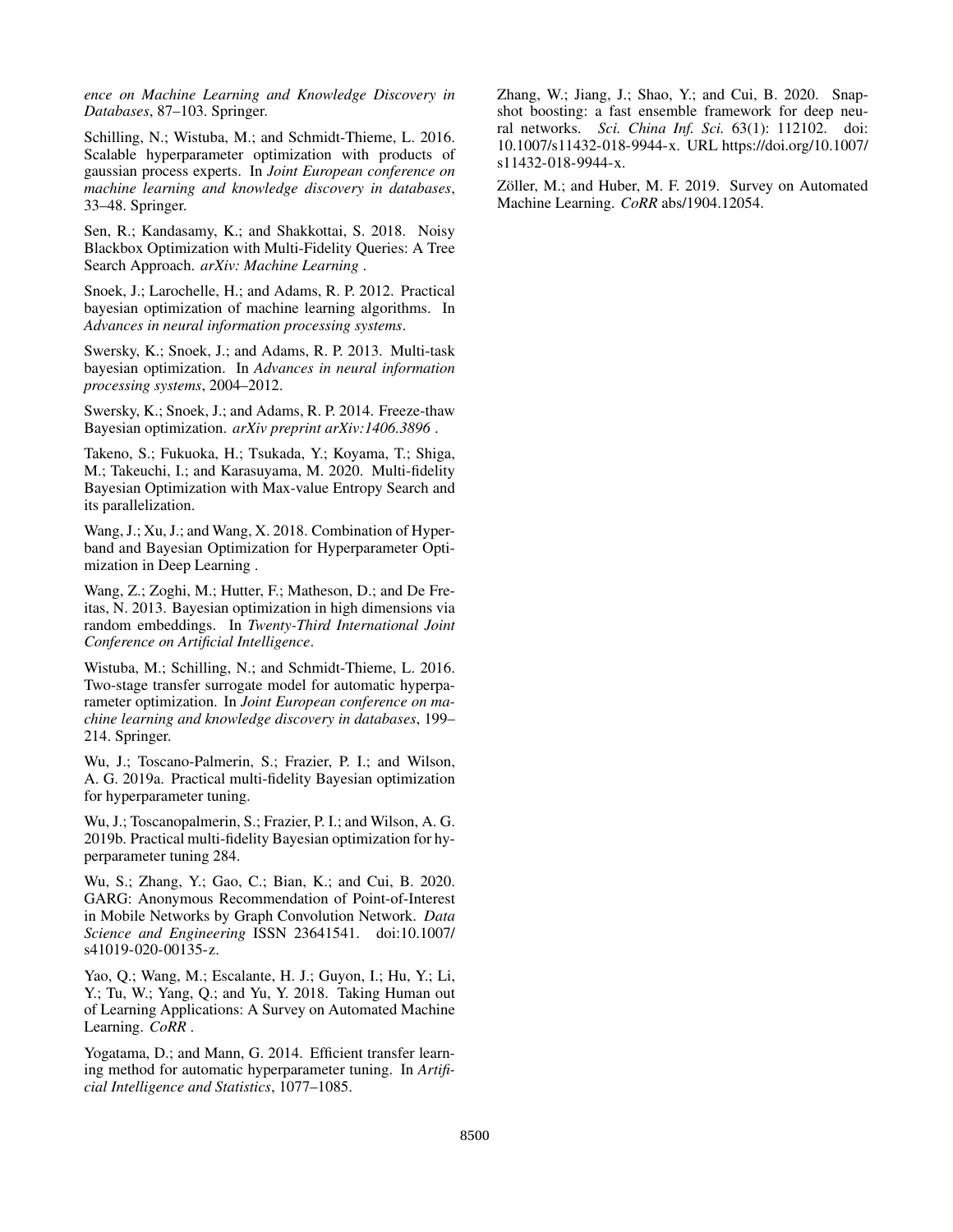*ence on Machine Learning and Knowledge Discovery in Databases*, 87–103. Springer.

Schilling, N.; Wistuba, M.; and Schmidt-Thieme, L. 2016. Scalable hyperparameter optimization with products of gaussian process experts. In *Joint European conference on machine learning and knowledge discovery in databases*, 33–48. Springer.

Sen, R.; Kandasamy, K.; and Shakkottai, S. 2018. Noisy Blackbox Optimization with Multi-Fidelity Queries: A Tree Search Approach. *arXiv: Machine Learning* .

Snoek, J.; Larochelle, H.; and Adams, R. P. 2012. Practical bayesian optimization of machine learning algorithms. In *Advances in neural information processing systems*.

Swersky, K.; Snoek, J.; and Adams, R. P. 2013. Multi-task bayesian optimization. In *Advances in neural information processing systems*, 2004–2012.

Swersky, K.; Snoek, J.; and Adams, R. P. 2014. Freeze-thaw Bayesian optimization. *arXiv preprint arXiv:1406.3896* .

Takeno, S.; Fukuoka, H.; Tsukada, Y.; Koyama, T.; Shiga, M.; Takeuchi, I.; and Karasuyama, M. 2020. Multi-fidelity Bayesian Optimization with Max-value Entropy Search and its parallelization.

Wang, J.; Xu, J.; and Wang, X. 2018. Combination of Hyperband and Bayesian Optimization for Hyperparameter Optimization in Deep Learning .

Wang, Z.; Zoghi, M.; Hutter, F.; Matheson, D.; and De Freitas, N. 2013. Bayesian optimization in high dimensions via random embeddings. In *Twenty-Third International Joint Conference on Artificial Intelligence*.

Wistuba, M.; Schilling, N.; and Schmidt-Thieme, L. 2016. Two-stage transfer surrogate model for automatic hyperparameter optimization. In *Joint European conference on machine learning and knowledge discovery in databases*, 199–214. Springer.

Wu, J.; Toscano-Palmerin, S.; Frazier, P. I.; and Wilson, A. G. 2019a. Practical multi-fidelity Bayesian optimization for hyperparameter tuning.

Wu, J.; Toscanopalmerin, S.; Frazier, P. I.; and Wilson, A. G. 2019b. Practical multi-fidelity Bayesian optimization for hyperparameter tuning 284.

Wu, S.; Zhang, Y.; Gao, C.; Bian, K.; and Cui, B. 2020. GARG: Anonymous Recommendation of Point-of-Interest in Mobile Networks by Graph Convolution Network. *Data Science and Engineering* ISSN 23641541. doi:10.1007/s41019-020-00135-z.

Yao, Q.; Wang, M.; Escalante, H. J.; Guyon, I.; Hu, Y.; Li, Y.; Tu, W.; Yang, Q.; and Yu, Y. 2018. Taking Human out of Learning Applications: A Survey on Automated Machine Learning. *CoRR* .

Yogatama, D.; and Mann, G. 2014. Efficient transfer learning method for automatic hyperparameter tuning. In *Artificial Intelligence and Statistics*, 1077–1085.

Zhang, W.; Jiang, J.; Shao, Y.; and Cui, B. 2020. Snapshot boosting: a fast ensemble framework for deep neural networks. *Sci. China Inf. Sci.* 63(1): 112102. doi:10.1007/s11432-018-9944-x. URL https://doi.org/10.1007/s11432-018-9944-x.

Zöller, M.; and Huber, M. F. 2019. Survey on Automated Machine Learning. *CoRR* abs/1904.12054.